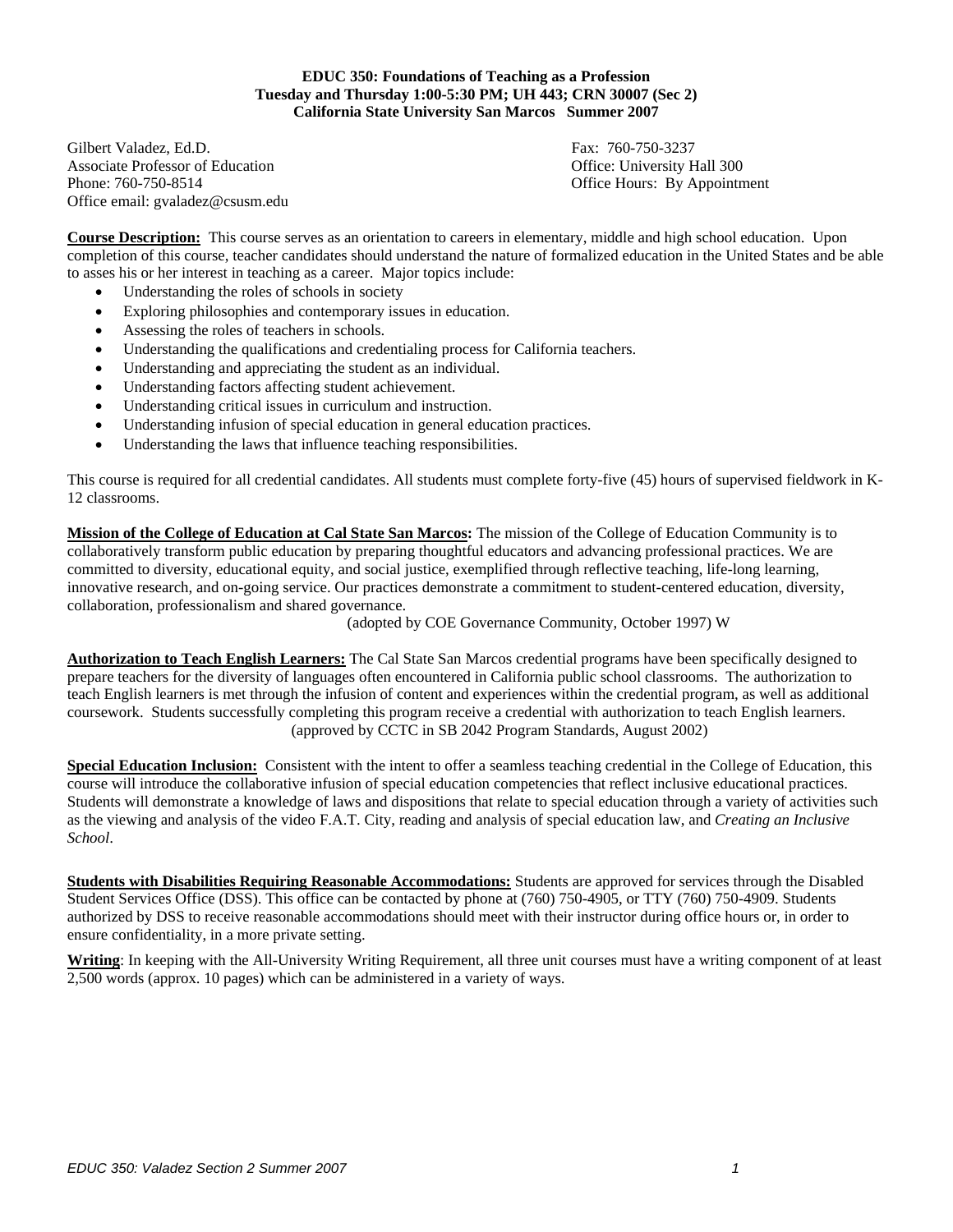**EDUC 350: Foundations of Teaching as a Profession**
**Tuesday and Thursday 1:00-5:30 PM; UH 443; CRN 30007 (Sec 2)**
**California State University San Marcos Summer 2007**

Gilbert Valadez, Ed.D.
Associate Professor of Education
Phone: 760-750-8514
Office email: gvaladez@csusm.edu

Fax: 760-750-3237
Office: University Hall 300
Office Hours: By Appointment

**Course Description:** This course serves as an orientation to careers in elementary, middle and high school education. Upon completion of this course, teacher candidates should understand the nature of formalized education in the United States and be able to asses his or her interest in teaching as a career. Major topics include:

- Understanding the roles of schools in society
- Exploring philosophies and contemporary issues in education.
- Assessing the roles of teachers in schools.
- Understanding the qualifications and credentialing process for California teachers.
- Understanding and appreciating the student as an individual.
- Understanding factors affecting student achievement.
- Understanding critical issues in curriculum and instruction.
- Understanding infusion of special education in general education practices.
- Understanding the laws that influence teaching responsibilities.

This course is required for all credential candidates. All students must complete forty-five (45) hours of supervised fieldwork in K-12 classrooms.

**Mission of the College of Education at Cal State San Marcos:** The mission of the College of Education Community is to collaboratively transform public education by preparing thoughtful educators and advancing professional practices. We are committed to diversity, educational equity, and social justice, exemplified through reflective teaching, life-long learning, innovative research, and on-going service. Our practices demonstrate a commitment to student-centered education, diversity, collaboration, professionalism and shared governance.

(adopted by COE Governance Community, October 1997) W

**Authorization to Teach English Learners:** The Cal State San Marcos credential programs have been specifically designed to prepare teachers for the diversity of languages often encountered in California public school classrooms. The authorization to teach English learners is met through the infusion of content and experiences within the credential program, as well as additional coursework. Students successfully completing this program receive a credential with authorization to teach English learners.

(approved by CCTC in SB 2042 Program Standards, August 2002)

**Special Education Inclusion:** Consistent with the intent to offer a seamless teaching credential in the College of Education, this course will introduce the collaborative infusion of special education competencies that reflect inclusive educational practices. Students will demonstrate a knowledge of laws and dispositions that relate to special education through a variety of activities such as the viewing and analysis of the video F.A.T. City, reading and analysis of special education law, and *Creating an Inclusive School*.

**Students with Disabilities Requiring Reasonable Accommodations:** Students are approved for services through the Disabled Student Services Office (DSS). This office can be contacted by phone at (760) 750-4905, or TTY (760) 750-4909. Students authorized by DSS to receive reasonable accommodations should meet with their instructor during office hours or, in order to ensure confidentiality, in a more private setting.

**Writing**: In keeping with the All-University Writing Requirement, all three unit courses must have a writing component of at least 2,500 words (approx. 10 pages) which can be administered in a variety of ways.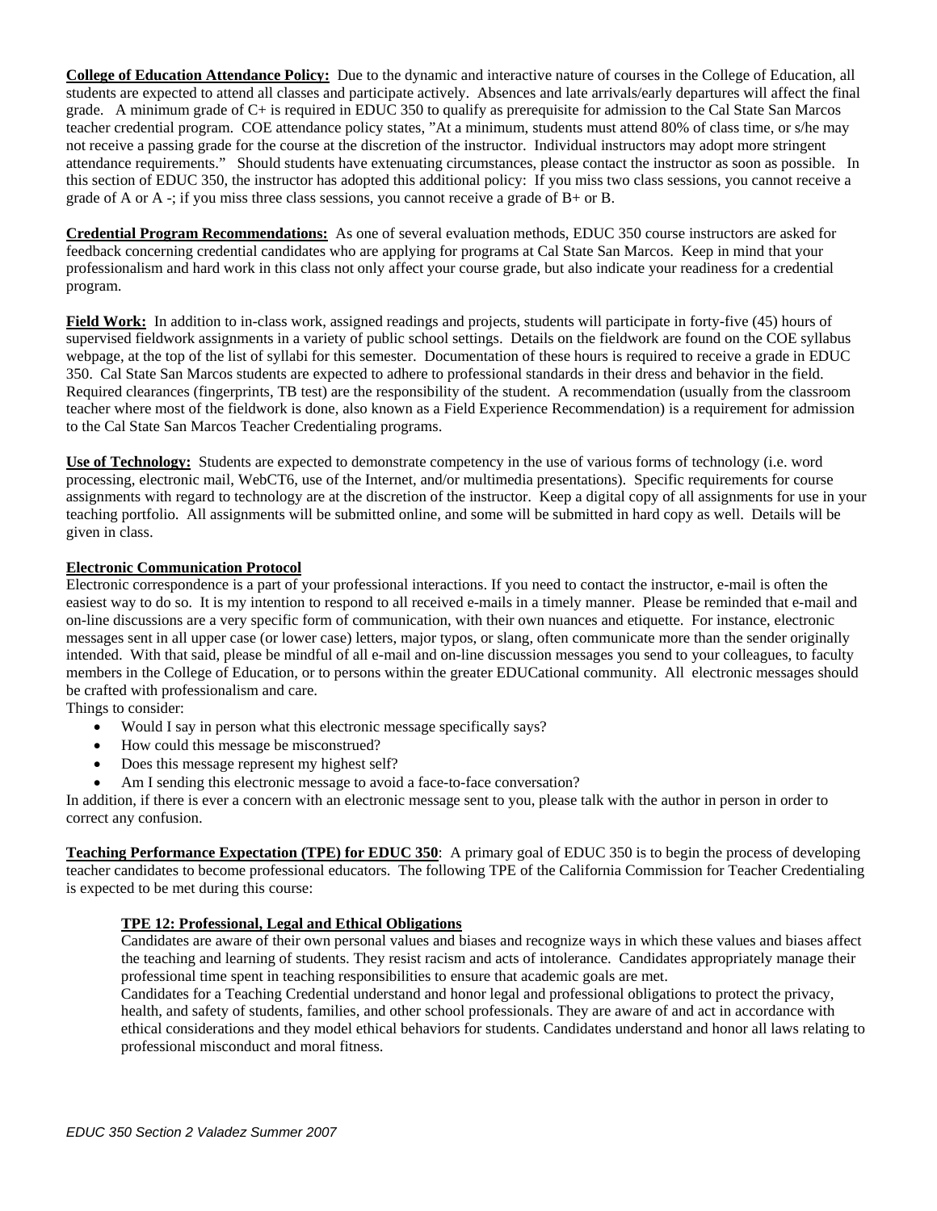**College of Education Attendance Policy:** Due to the dynamic and interactive nature of courses in the College of Education, all students are expected to attend all classes and participate actively. Absences and late arrivals/early departures will affect the final grade. A minimum grade of C+ is required in EDUC 350 to qualify as prerequisite for admission to the Cal State San Marcos teacher credential program. COE attendance policy states, "At a minimum, students must attend 80% of class time, or s/he may not receive a passing grade for the course at the discretion of the instructor. Individual instructors may adopt more stringent attendance requirements." Should students have extenuating circumstances, please contact the instructor as soon as possible. In this section of EDUC 350, the instructor has adopted this additional policy: If you miss two class sessions, you cannot receive a grade of A or A -; if you miss three class sessions, you cannot receive a grade of B+ or B.

**Credential Program Recommendations:** As one of several evaluation methods, EDUC 350 course instructors are asked for feedback concerning credential candidates who are applying for programs at Cal State San Marcos. Keep in mind that your professionalism and hard work in this class not only affect your course grade, but also indicate your readiness for a credential program.

**Field Work:** In addition to in-class work, assigned readings and projects, students will participate in forty-five (45) hours of supervised fieldwork assignments in a variety of public school settings. Details on the fieldwork are found on the COE syllabus webpage, at the top of the list of syllabi for this semester. Documentation of these hours is required to receive a grade in EDUC 350. Cal State San Marcos students are expected to adhere to professional standards in their dress and behavior in the field. Required clearances (fingerprints, TB test) are the responsibility of the student. A recommendation (usually from the classroom teacher where most of the fieldwork is done, also known as a Field Experience Recommendation) is a requirement for admission to the Cal State San Marcos Teacher Credentialing programs.

**Use of Technology:** Students are expected to demonstrate competency in the use of various forms of technology (i.e. word processing, electronic mail, WebCT6, use of the Internet, and/or multimedia presentations). Specific requirements for course assignments with regard to technology are at the discretion of the instructor. Keep a digital copy of all assignments for use in your teaching portfolio. All assignments will be submitted online, and some will be submitted in hard copy as well. Details will be given in class.

**Electronic Communication Protocol**

Electronic correspondence is a part of your professional interactions. If you need to contact the instructor, e-mail is often the easiest way to do so. It is my intention to respond to all received e-mails in a timely manner. Please be reminded that e-mail and on-line discussions are a very specific form of communication, with their own nuances and etiquette. For instance, electronic messages sent in all upper case (or lower case) letters, major typos, or slang, often communicate more than the sender originally intended. With that said, please be mindful of all e-mail and on-line discussion messages you send to your colleagues, to faculty members in the College of Education, or to persons within the greater EDUCational community. All electronic messages should be crafted with professionalism and care.

Things to consider:

- Would I say in person what this electronic message specifically says?
- How could this message be misconstrued?
- Does this message represent my highest self?
- Am I sending this electronic message to avoid a face-to-face conversation?

In addition, if there is ever a concern with an electronic message sent to you, please talk with the author in person in order to correct any confusion.

**Teaching Performance Expectation (TPE) for EDUC 350**: A primary goal of EDUC 350 is to begin the process of developing teacher candidates to become professional educators. The following TPE of the California Commission for Teacher Credentialing is expected to be met during this course:

**TPE 12: Professional, Legal and Ethical Obligations**

Candidates are aware of their own personal values and biases and recognize ways in which these values and biases affect the teaching and learning of students. They resist racism and acts of intolerance. Candidates appropriately manage their professional time spent in teaching responsibilities to ensure that academic goals are met.

Candidates for a Teaching Credential understand and honor legal and professional obligations to protect the privacy, health, and safety of students, families, and other school professionals. They are aware of and act in accordance with ethical considerations and they model ethical behaviors for students. Candidates understand and honor all laws relating to professional misconduct and moral fitness.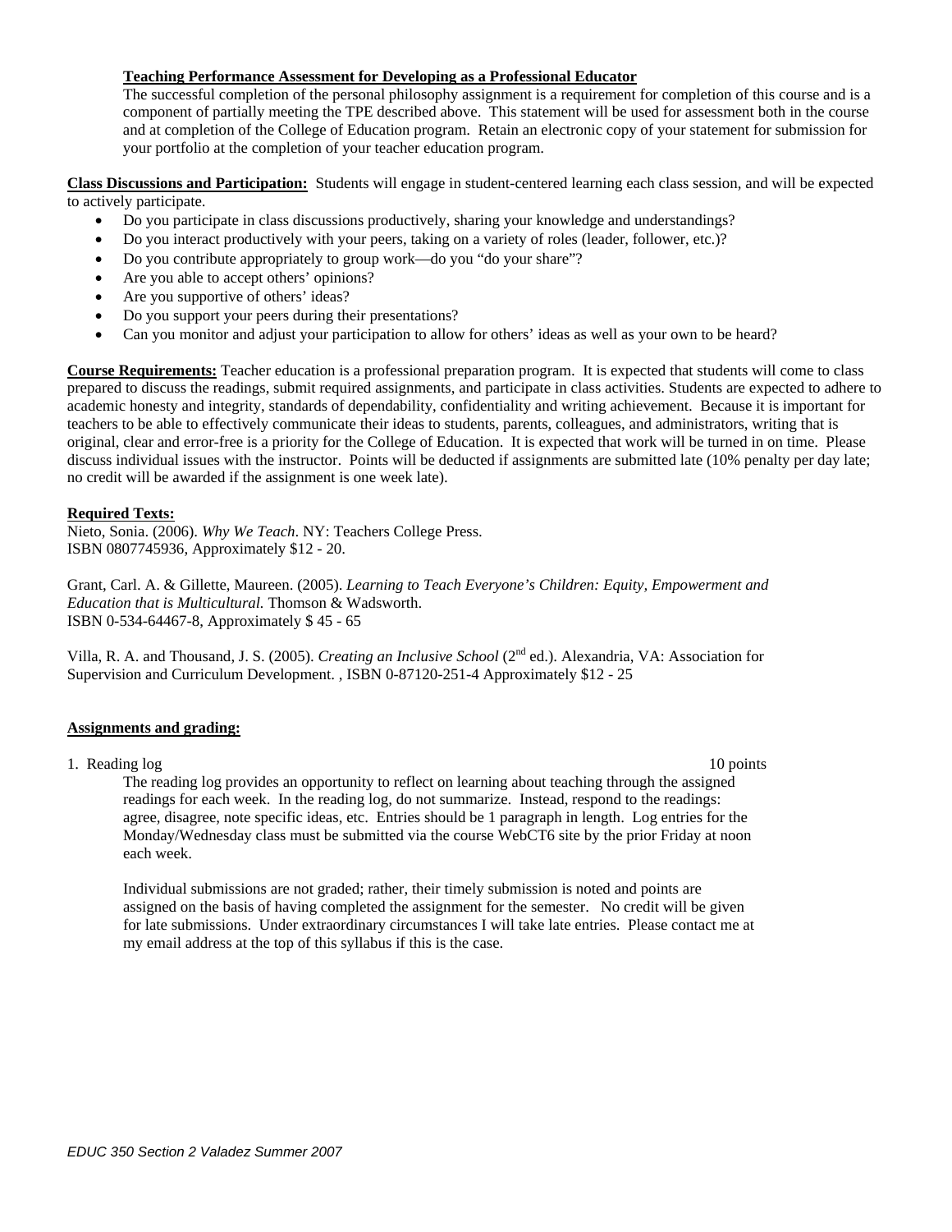**Teaching Performance Assessment for Developing as a Professional Educator**

The successful completion of the personal philosophy assignment is a requirement for completion of this course and is a component of partially meeting the TPE described above. This statement will be used for assessment both in the course and at completion of the College of Education program. Retain an electronic copy of your statement for submission for your portfolio at the completion of your teacher education program.

**Class Discussions and Participation:** Students will engage in student-centered learning each class session, and will be expected to actively participate.

- Do you participate in class discussions productively, sharing your knowledge and understandings?
- Do you interact productively with your peers, taking on a variety of roles (leader, follower, etc.)?
- Do you contribute appropriately to group work—do you "do your share"?
- Are you able to accept others' opinions?
- Are you supportive of others' ideas?
- Do you support your peers during their presentations?
- Can you monitor and adjust your participation to allow for others' ideas as well as your own to be heard?

**Course Requirements:** Teacher education is a professional preparation program. It is expected that students will come to class prepared to discuss the readings, submit required assignments, and participate in class activities. Students are expected to adhere to academic honesty and integrity, standards of dependability, confidentiality and writing achievement. Because it is important for teachers to be able to effectively communicate their ideas to students, parents, colleagues, and administrators, writing that is original, clear and error-free is a priority for the College of Education. It is expected that work will be turned in on time. Please discuss individual issues with the instructor. Points will be deducted if assignments are submitted late (10% penalty per day late; no credit will be awarded if the assignment is one week late).

**Required Texts:**

Nieto, Sonia. (2006). *Why We Teach*. NY: Teachers College Press.
ISBN 0807745936, Approximately $12 - 20.

Grant, Carl. A. & Gillette, Maureen. (2005). *Learning to Teach Everyone's Children: Equity, Empowerment and Education that is Multicultural.* Thomson & Wadsworth.
ISBN 0-534-64467-8, Approximately $ 45 - 65

Villa, R. A. and Thousand, J. S. (2005). *Creating an Inclusive School* (2nd ed.). Alexandria, VA: Association for Supervision and Curriculum Development. , ISBN 0-87120-251-4 Approximately $12 - 25

**Assignments and grading:**

1. Reading log — 10 points

   The reading log provides an opportunity to reflect on learning about teaching through the assigned readings for each week. In the reading log, do not summarize. Instead, respond to the readings: agree, disagree, note specific ideas, etc. Entries should be 1 paragraph in length. Log entries for the Monday/Wednesday class must be submitted via the course WebCT6 site by the prior Friday at noon each week.

   Individual submissions are not graded; rather, their timely submission is noted and points are assigned on the basis of having completed the assignment for the semester. No credit will be given for late submissions. Under extraordinary circumstances I will take late entries. Please contact me at my email address at the top of this syllabus if this is the case.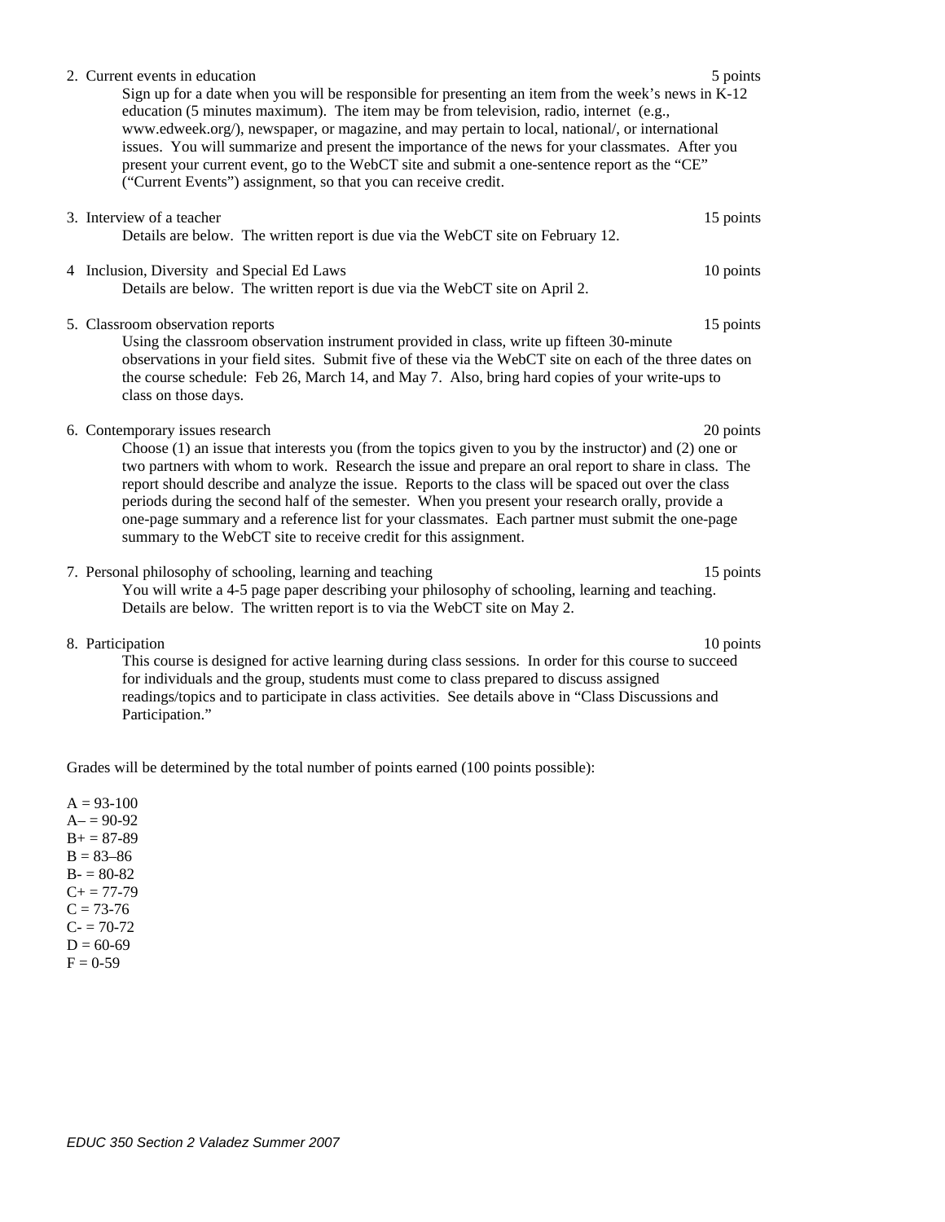2. Current events in education 5 points

   Sign up for a date when you will be responsible for presenting an item from the week's news in K-12 education (5 minutes maximum). The item may be from television, radio, internet (e.g., www.edweek.org/), newspaper, or magazine, and may pertain to local, national/, or international issues. You will summarize and present the importance of the news for your classmates. After you present your current event, go to the WebCT site and submit a one-sentence report as the "CE" ("Current Events") assignment, so that you can receive credit.

3. Interview of a teacher 15 points

   Details are below. The written report is due via the WebCT site on February 12.

4 Inclusion, Diversity and Special Ed Laws 10 points

   Details are below. The written report is due via the WebCT site on April 2.

5. Classroom observation reports 15 points

   Using the classroom observation instrument provided in class, write up fifteen 30-minute observations in your field sites. Submit five of these via the WebCT site on each of the three dates on the course schedule: Feb 26, March 14, and May 7. Also, bring hard copies of your write-ups to class on those days.

6. Contemporary issues research 20 points

   Choose (1) an issue that interests you (from the topics given to you by the instructor) and (2) one or two partners with whom to work. Research the issue and prepare an oral report to share in class. The report should describe and analyze the issue. Reports to the class will be spaced out over the class periods during the second half of the semester. When you present your research orally, provide a one-page summary and a reference list for your classmates. Each partner must submit the one-page summary to the WebCT site to receive credit for this assignment.

7. Personal philosophy of schooling, learning and teaching 15 points

   You will write a 4-5 page paper describing your philosophy of schooling, learning and teaching. Details are below. The written report is to via the WebCT site on May 2.

8. Participation 10 points

   This course is designed for active learning during class sessions. In order for this course to succeed for individuals and the group, students must come to class prepared to discuss assigned readings/topics and to participate in class activities. See details above in "Class Discussions and Participation."

Grades will be determined by the total number of points earned (100 points possible):

A = 93-100
A– = 90-92
B+ = 87-89
B = 83–86
B- = 80-82
C+ = 77-79
C = 73-76
C- = 70-72
D = 60-69
F = 0-59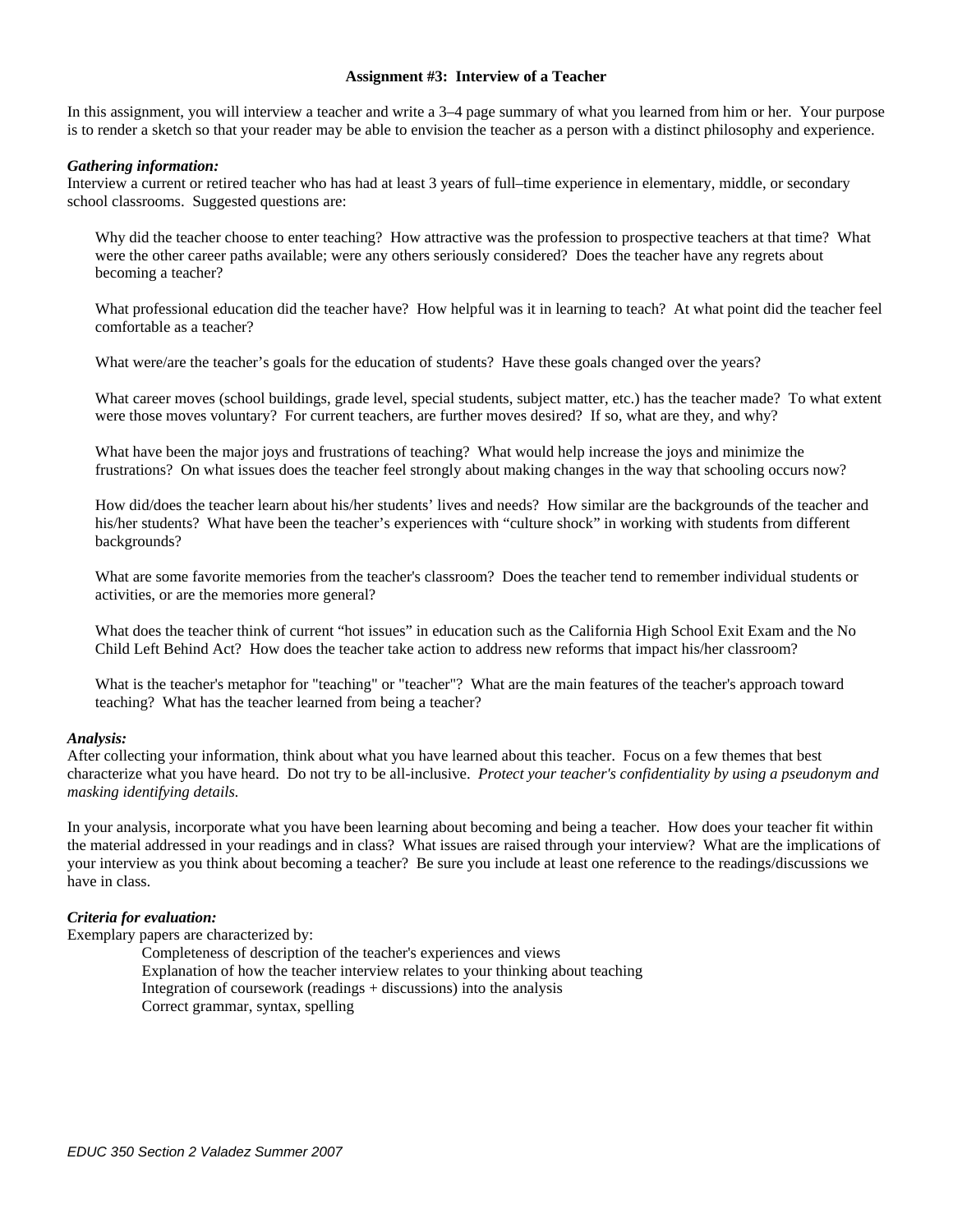# Assignment #3: Interview of a Teacher

In this assignment, you will interview a teacher and write a 3–4 page summary of what you learned from him or her. Your purpose is to render a sketch so that your reader may be able to envision the teacher as a person with a distinct philosophy and experience.

***Gathering information:***

Interview a current or retired teacher who has had at least 3 years of full–time experience in elementary, middle, or secondary school classrooms. Suggested questions are:

> Why did the teacher choose to enter teaching? How attractive was the profession to prospective teachers at that time? What were the other career paths available; were any others seriously considered? Does the teacher have any regrets about becoming a teacher?
>
> What professional education did the teacher have? How helpful was it in learning to teach? At what point did the teacher feel comfortable as a teacher?
>
> What were/are the teacher's goals for the education of students? Have these goals changed over the years?
>
> What career moves (school buildings, grade level, special students, subject matter, etc.) has the teacher made? To what extent were those moves voluntary? For current teachers, are further moves desired? If so, what are they, and why?
>
> What have been the major joys and frustrations of teaching? What would help increase the joys and minimize the frustrations? On what issues does the teacher feel strongly about making changes in the way that schooling occurs now?
>
> How did/does the teacher learn about his/her students' lives and needs? How similar are the backgrounds of the teacher and his/her students? What have been the teacher's experiences with "culture shock" in working with students from different backgrounds?
>
> What are some favorite memories from the teacher's classroom? Does the teacher tend to remember individual students or activities, or are the memories more general?
>
> What does the teacher think of current "hot issues" in education such as the California High School Exit Exam and the No Child Left Behind Act? How does the teacher take action to address new reforms that impact his/her classroom?
>
> What is the teacher's metaphor for "teaching" or "teacher"? What are the main features of the teacher's approach toward teaching? What has the teacher learned from being a teacher?

***Analysis:***

After collecting your information, think about what you have learned about this teacher. Focus on a few themes that best characterize what you have heard. Do not try to be all-inclusive. *Protect your teacher's confidentiality by using a pseudonym and masking identifying details.*

In your analysis, incorporate what you have been learning about becoming and being a teacher. How does your teacher fit within the material addressed in your readings and in class? What issues are raised through your interview? What are the implications of your interview as you think about becoming a teacher? Be sure you include at least one reference to the readings/discussions we have in class.

***Criteria for evaluation:***

Exemplary papers are characterized by:

- Completeness of description of the teacher's experiences and views
- Explanation of how the teacher interview relates to your thinking about teaching
- Integration of coursework (readings + discussions) into the analysis
- Correct grammar, syntax, spelling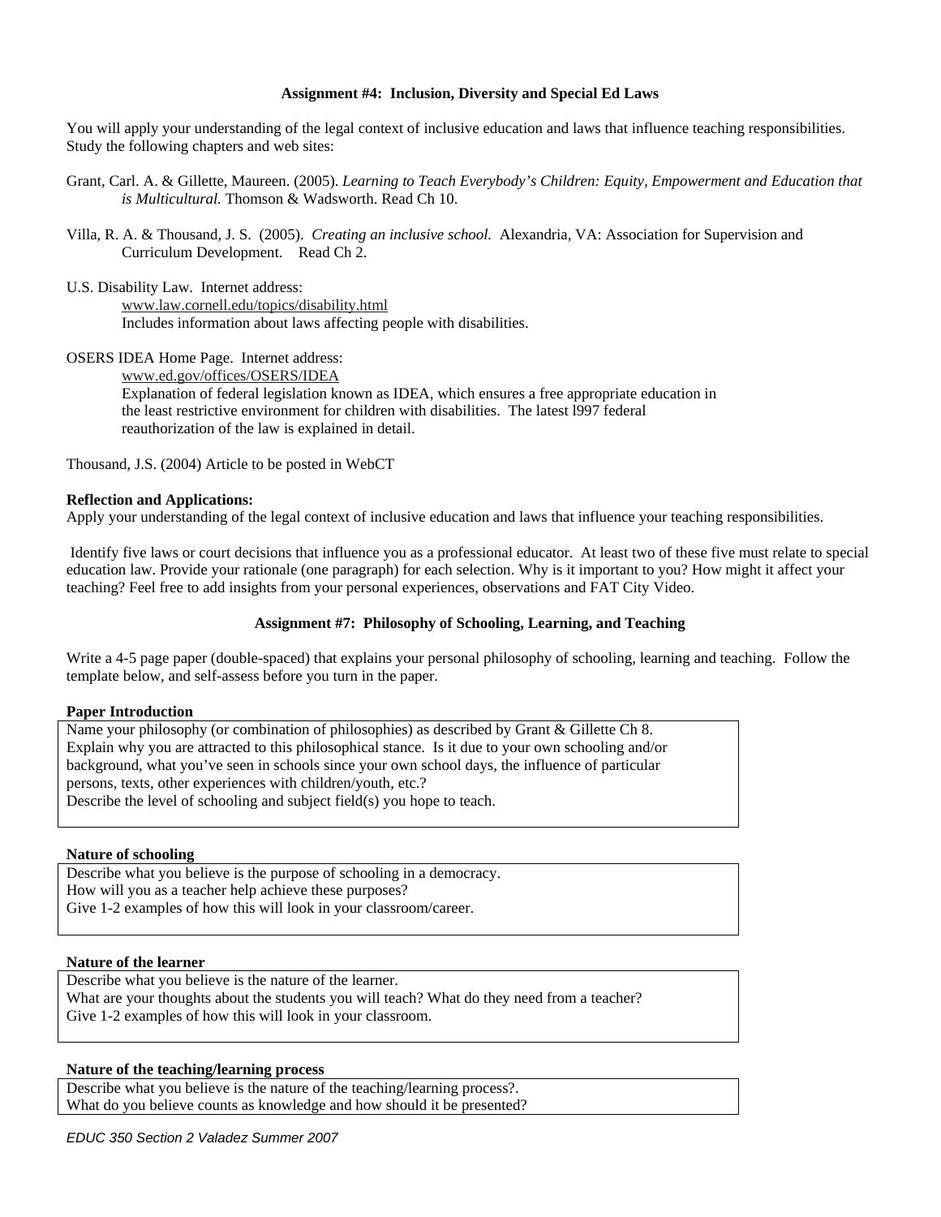### Assignment #4: Inclusion, Diversity and Special Ed Laws

You will apply your understanding of the legal context of inclusive education and laws that influence teaching responsibilities. Study the following chapters and web sites:

Grant, Carl. A. & Gillette, Maureen. (2005). *Learning to Teach Everybody's Children: Equity, Empowerment and Education that is Multicultural.* Thomson & Wadsworth. Read Ch 10.

Villa, R. A. & Thousand, J. S. (2005). *Creating an inclusive school.* Alexandria, VA: Association for Supervision and Curriculum Development. Read Ch 2.

U.S. Disability Law. Internet address:
www.law.cornell.edu/topics/disability.html
Includes information about laws affecting people with disabilities.

OSERS IDEA Home Page. Internet address:
www.ed.gov/offices/OSERS/IDEA
Explanation of federal legislation known as IDEA, which ensures a free appropriate education in the least restrictive environment for children with disabilities. The latest l997 federal reauthorization of the law is explained in detail.

Thousand, J.S. (2004) Article to be posted in WebCT

**Reflection and Applications:**
Apply your understanding of the legal context of inclusive education and laws that influence your teaching responsibilities.

Identify five laws or court decisions that influence you as a professional educator. At least two of these five must relate to special education law. Provide your rationale (one paragraph) for each selection. Why is it important to you? How might it affect your teaching? Feel free to add insights from your personal experiences, observations and FAT City Video.

### Assignment #7: Philosophy of Schooling, Learning, and Teaching

Write a 4-5 page paper (double-spaced) that explains your personal philosophy of schooling, learning and teaching. Follow the template below, and self-assess before you turn in the paper.

**Paper Introduction**

Name your philosophy (or combination of philosophies) as described by Grant & Gillette Ch 8.
Explain why you are attracted to this philosophical stance. Is it due to your own schooling and/or background, what you've seen in schools since your own school days, the influence of particular persons, texts, other experiences with children/youth, etc.?
Describe the level of schooling and subject field(s) you hope to teach.

**Nature of schooling**

Describe what you believe is the purpose of schooling in a democracy.
How will you as a teacher help achieve these purposes?
Give 1-2 examples of how this will look in your classroom/career.

**Nature of the learner**

Describe what you believe is the nature of the learner.
What are your thoughts about the students you will teach? What do they need from a teacher?
Give 1-2 examples of how this will look in your classroom.

**Nature of the teaching/learning process**

Describe what you believe is the nature of the teaching/learning process?.
What do you believe counts as knowledge and how should it be presented?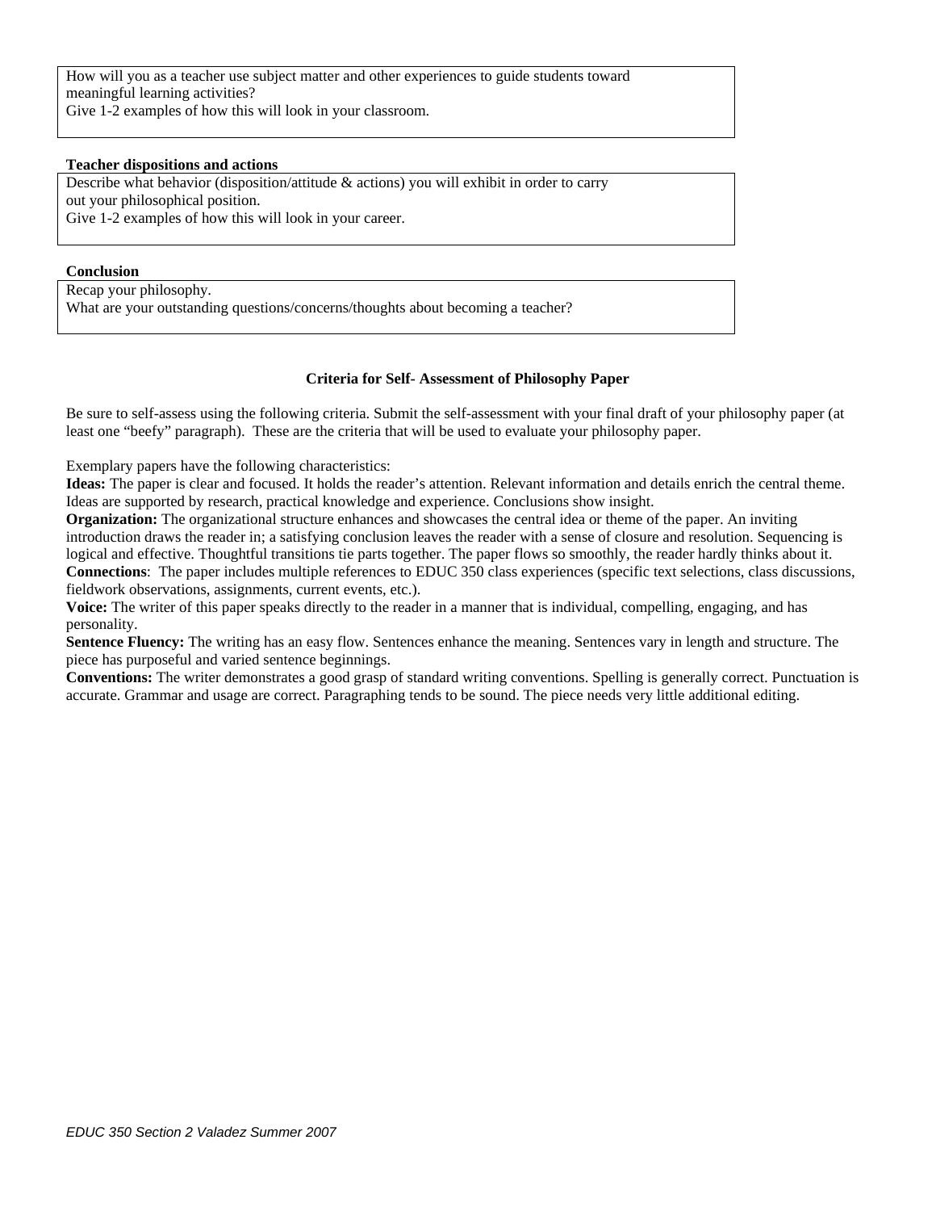How will you as a teacher use subject matter and other experiences to guide students toward meaningful learning activities?
Give 1-2 examples of how this will look in your classroom.

**Teacher dispositions and actions**

Describe what behavior (disposition/attitude & actions) you will exhibit in order to carry out your philosophical position.
Give 1-2 examples of how this will look in your career.

**Conclusion**

Recap your philosophy.
What are your outstanding questions/concerns/thoughts about becoming a teacher?

**Criteria for Self- Assessment of Philosophy Paper**

Be sure to self-assess using the following criteria. Submit the self-assessment with your final draft of your philosophy paper (at least one "beefy" paragraph). These are the criteria that will be used to evaluate your philosophy paper.

Exemplary papers have the following characteristics:
**Ideas:** The paper is clear and focused. It holds the reader's attention. Relevant information and details enrich the central theme. Ideas are supported by research, practical knowledge and experience. Conclusions show insight.
**Organization:** The organizational structure enhances and showcases the central idea or theme of the paper. An inviting introduction draws the reader in; a satisfying conclusion leaves the reader with a sense of closure and resolution. Sequencing is logical and effective. Thoughtful transitions tie parts together. The paper flows so smoothly, the reader hardly thinks about it.
**Connections**: The paper includes multiple references to EDUC 350 class experiences (specific text selections, class discussions, fieldwork observations, assignments, current events, etc.).
**Voice:** The writer of this paper speaks directly to the reader in a manner that is individual, compelling, engaging, and has personality.
**Sentence Fluency:** The writing has an easy flow. Sentences enhance the meaning. Sentences vary in length and structure. The piece has purposeful and varied sentence beginnings.
**Conventions:** The writer demonstrates a good grasp of standard writing conventions. Spelling is generally correct. Punctuation is accurate. Grammar and usage are correct. Paragraphing tends to be sound. The piece needs very little additional editing.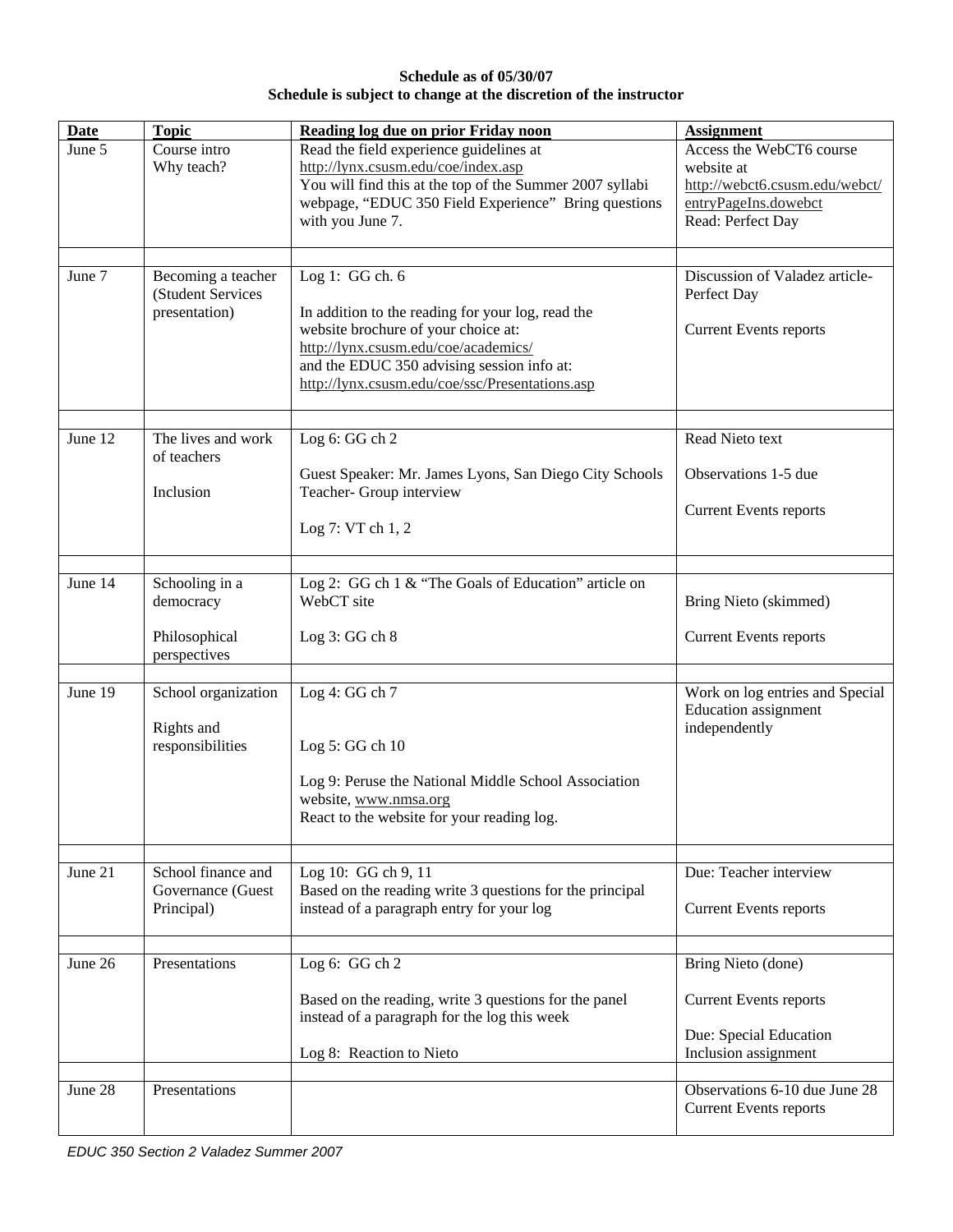**Schedule as of 05/30/07**
**Schedule is subject to change at the discretion of the instructor**

| Date | Topic | Reading log due on prior Friday noon | Assignment |
|---|---|---|---|
| June 5 | Course intro<br>Why teach? | Read the field experience guidelines at http://lynx.csusm.edu/coe/index.asp<br>You will find this at the top of the Summer 2007 syllabi webpage, "EDUC 350 Field Experience" Bring questions with you June 7. | Access the WebCT6 course website at http://webct6.csusm.edu/webct/entryPageIns.dowebct<br>Read: Perfect Day |
| June 7 | Becoming a teacher (Student Services presentation) | Log 1: GG ch. 6<br><br>In addition to the reading for your log, read the website brochure of your choice at: http://lynx.csusm.edu/coe/academics/<br>and the EDUC 350 advising session info at: http://lynx.csusm.edu/coe/ssc/Presentations.asp | Discussion of Valadez article- Perfect Day<br><br>Current Events reports |
| June 12 | The lives and work of teachers<br><br>Inclusion | Log 6: GG ch 2<br><br>Guest Speaker: Mr. James Lyons, San Diego City Schools Teacher- Group interview<br><br>Log 7: VT ch 1, 2 | Read Nieto text<br><br>Observations 1-5 due<br><br>Current Events reports |
| June 14 | Schooling in a democracy<br><br>Philosophical perspectives | Log 2: GG ch 1 & "The Goals of Education" article on WebCT site<br><br>Log 3: GG ch 8 | Bring Nieto (skimmed)<br><br>Current Events reports |
| June 19 | School organization<br><br>Rights and responsibilities | Log 4: GG ch 7<br><br>Log 5: GG ch 10<br><br>Log 9: Peruse the National Middle School Association website, www.nmsa.org<br>React to the website for your reading log. | Work on log entries and Special Education assignment independently |
| June 21 | School finance and Governance (Guest Principal) | Log 10: GG ch 9, 11<br>Based on the reading write 3 questions for the principal instead of a paragraph entry for your log | Due: Teacher interview<br><br>Current Events reports |
| June 26 | Presentations | Log 6: GG ch 2<br><br>Based on the reading, write 3 questions for the panel instead of a paragraph for the log this week<br><br>Log 8: Reaction to Nieto | Bring Nieto (done)<br><br>Current Events reports<br><br>Due: Special Education Inclusion assignment |
| June 28 | Presentations | | Observations 6-10 due June 28<br>Current Events reports |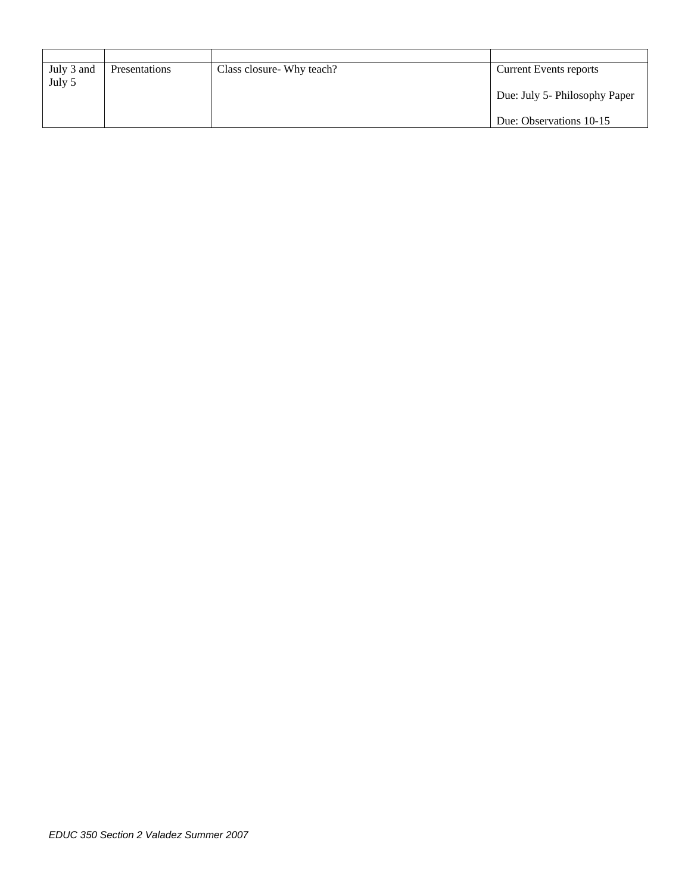| | | | |
|---|---|---|---|
| July 3 and July 5 | Presentations | Class closure- Why teach? | Current Events reports<br><br>Due: July 5- Philosophy Paper<br><br>Due: Observations 10-15 |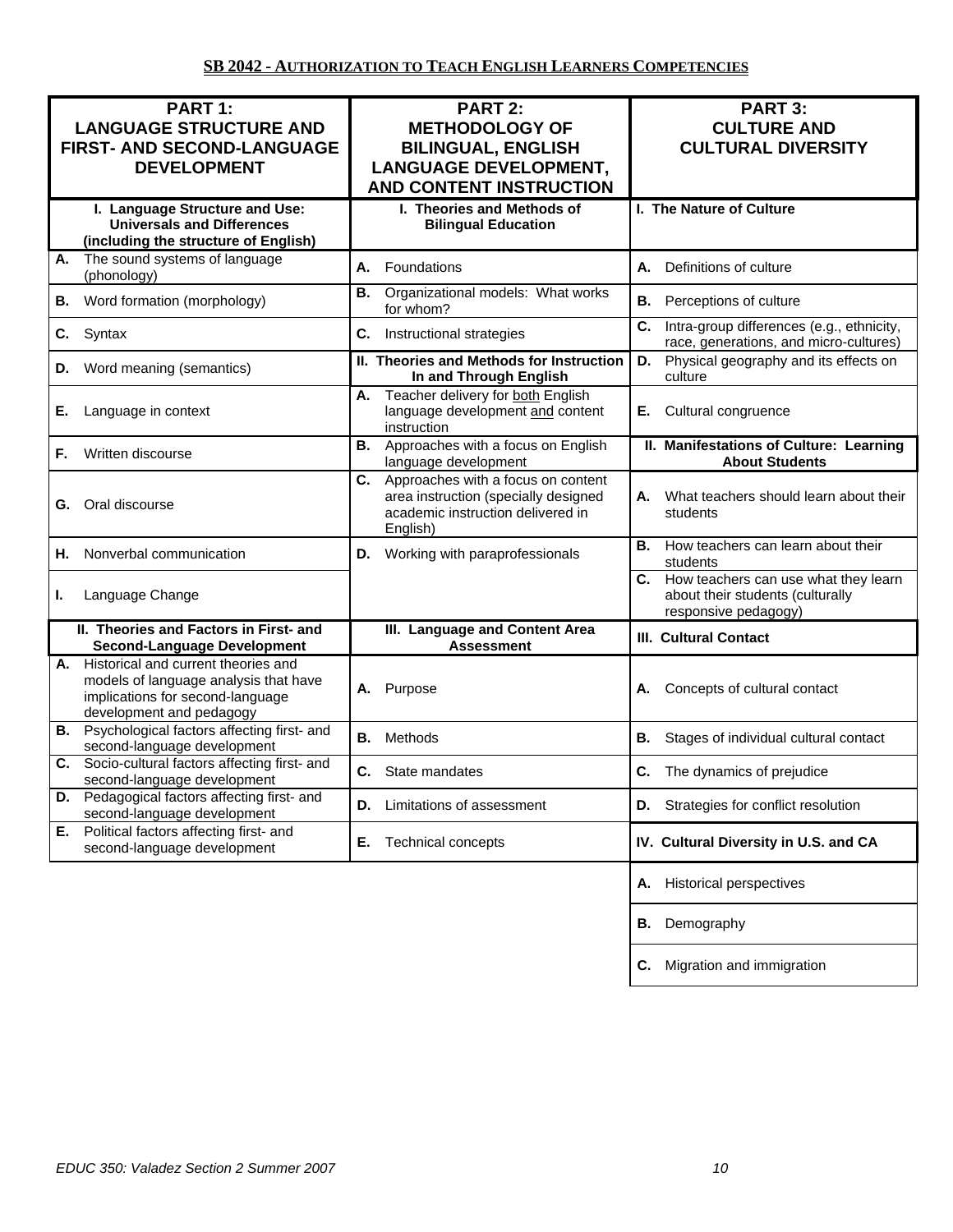## SB 2042 - AUTHORIZATION TO TEACH ENGLISH LEARNERS COMPETENCIES

| PART 1: LANGUAGE STRUCTURE AND FIRST- AND SECOND-LANGUAGE DEVELOPMENT | PART 2: METHODOLOGY OF BILINGUAL, ENGLISH LANGUAGE DEVELOPMENT, AND CONTENT INSTRUCTION | PART 3: CULTURE AND CULTURAL DIVERSITY |
|---|---|---|
| **I. Language Structure and Use: Universals and Differences (including the structure of English)** | **I. Theories and Methods of Bilingual Education** | **I. The Nature of Culture** |
| **A.** The sound systems of language (phonology) | **A.** Foundations | **A.** Definitions of culture |
| **B.** Word formation (morphology) | **B.** Organizational models: What works for whom? | **B.** Perceptions of culture |
| **C.** Syntax | **C.** Instructional strategies | **C.** Intra-group differences (e.g., ethnicity, race, generations, and micro-cultures) |
| **D.** Word meaning (semantics) | **II. Theories and Methods for Instruction In and Through English** | **D.** Physical geography and its effects on culture |
| **E.** Language in context | **A.** Teacher delivery for <u>both</u> English language development <u>and</u> content instruction | **E.** Cultural congruence |
| **F.** Written discourse | **B.** Approaches with a focus on English language development | **II. Manifestations of Culture: Learning About Students** |
| **G.** Oral discourse | **C.** Approaches with a focus on content area instruction (specially designed academic instruction delivered in English) | **A.** What teachers should learn about their students |
| **H.** Nonverbal communication | **D.** Working with paraprofessionals | **B.** How teachers can learn about their students |
| **I.** Language Change | | **C.** How teachers can use what they learn about their students (culturally responsive pedagogy) |
| **II. Theories and Factors in First- and Second-Language Development** | **III. Language and Content Area Assessment** | **III. Cultural Contact** |
| **A.** Historical and current theories and models of language analysis that have implications for second-language development and pedagogy | **A.** Purpose | **A.** Concepts of cultural contact |
| **B.** Psychological factors affecting first- and second-language development | **B.** Methods | **B.** Stages of individual cultural contact |
| **C.** Socio-cultural factors affecting first- and second-language development | **C.** State mandates | **C.** The dynamics of prejudice |
| **D.** Pedagogical factors affecting first- and second-language development | **D.** Limitations of assessment | **D.** Strategies for conflict resolution |
| **E.** Political factors affecting first- and second-language development | **E.** Technical concepts | **IV. Cultural Diversity in U.S. and CA** |
| | | **A.** Historical perspectives |
| | | **B.** Demography |
| | | **C.** Migration and immigration |